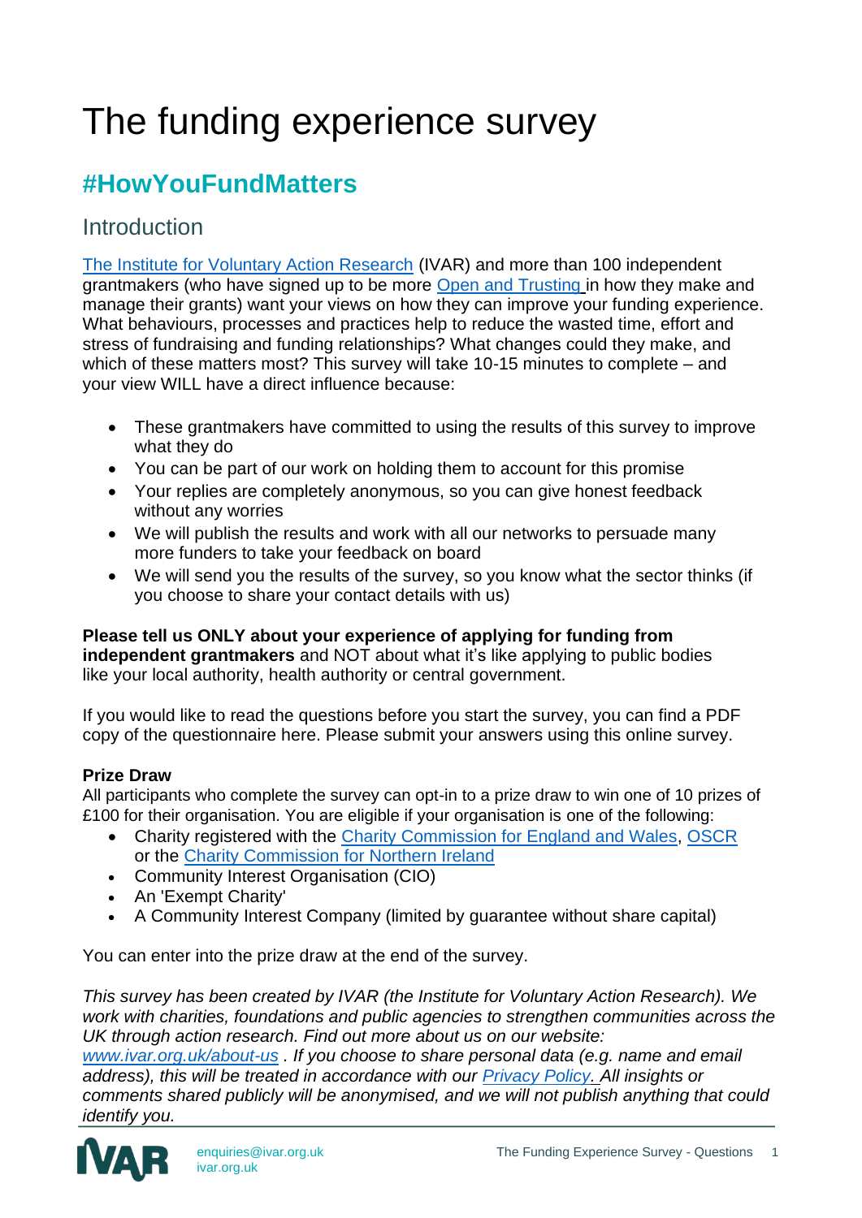# The funding experience survey

## #HowYouFundMatters

## Introduction

The Institute for Voluntary Action Research (IVAR) and more than 100 independent grantmakers (who have signed up to be more Open and Trusting in how they make and manage their grants) want your views on how they can improve your funding experience. What behaviours, processes and practices help to reduce the wasted time, effort and stress of fundraising and funding relationships? What changes could they make, and which of these matters most? This survey will take 10-15 minutes to complete – and your view WILL have a direct influence because:

- These grantmakers have committed to using the results of this survey to improve what they do
- You can be part of our work on holding them to account for this promise
- Your replies are completely anonymous, so you can give honest feedback without any worries
- We will publish the results and work with all our networks to persuade many more funders to take your feedback on board
- We will send you the results of the survey, so you know what the sector thinks (if you choose to share your contact details with us)

**Please tell us ONLY about your experience of applying for funding from independent grantmakers** and NOT about what it's like applying to public bodies like your local authority, health authority or central government.

If you would like to read the questions before you start the survey, you can find a PDF copy of the questionnaire here. Please submit your answers using this online survey.

**Prize Draw**

All participants who complete the survey can opt-in to a prize draw to win one of 10 prizes of £100 for their organisation. You are eligible if your organisation is one of the following:

- Charity registered with the Charity Commission for England and Wales, OSCR or the Charity Commission for Northern Ireland
- Community Interest Organisation (CIO)
- An 'Exempt Charity'
- A Community Interest Company (limited by guarantee without share capital)

You can enter into the prize draw at the end of the survey.

*This survey has been created by IVAR (the Institute for Voluntary Action Research). We work with charities, foundations and public agencies to strengthen communities across the UK through action research. Find out more about us on our website: www.ivar.org.uk/about-us . If you choose to share personal data (e.g. name and email address), this will be treated in accordance with our Privacy Policy. All insights or comments shared publicly will be anonymised, and we will not publish anything that could identify you.*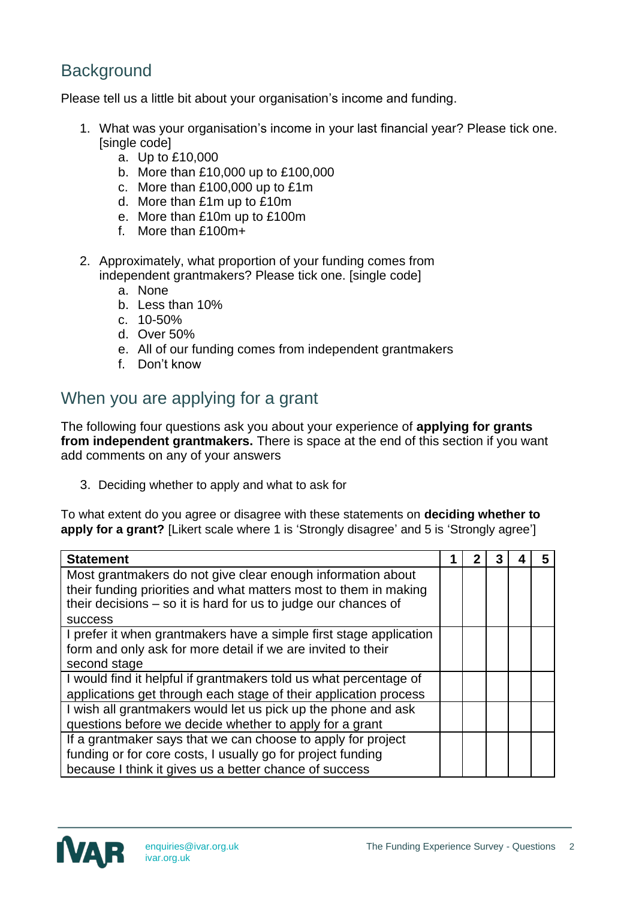## Background

Please tell us a little bit about your organisation's income and funding.

1. What was your organisation's income in your last financial year? Please tick one. [single code]
    a. Up to £10,000
    b. More than £10,000 up to £100,000
    c. More than £100,000 up to £1m
    d. More than £1m up to £10m
    e. More than £10m up to £100m
    f. More than £100m+

2. Approximately, what proportion of your funding comes from independent grantmakers? Please tick one. [single code]
    a. None
    b. Less than 10%
    c. 10-50%
    d. Over 50%
    e. All of our funding comes from independent grantmakers
    f. Don't know

## When you are applying for a grant

The following four questions ask you about your experience of **applying for grants from independent grantmakers.** There is space at the end of this section if you want add comments on any of your answers

3. Deciding whether to apply and what to ask for

To what extent do you agree or disagree with these statements on **deciding whether to apply for a grant?** [Likert scale where 1 is 'Strongly disagree' and 5 is 'Strongly agree']

| Statement | 1 | 2 | 3 | 4 | 5 |
|---|---|---|---|---|---|
| Most grantmakers do not give clear enough information about their funding priorities and what matters most to them in making their decisions – so it is hard for us to judge our chances of success | | | | | |
| I prefer it when grantmakers have a simple first stage application form and only ask for more detail if we are invited to their second stage | | | | | |
| I would find it helpful if grantmakers told us what percentage of applications get through each stage of their application process | | | | | |
| I wish all grantmakers would let us pick up the phone and ask questions before we decide whether to apply for a grant | | | | | |
| If a grantmaker says that we can choose to apply for project funding or for core costs, I usually go for project funding because I think it gives us a better chance of success | | | | | |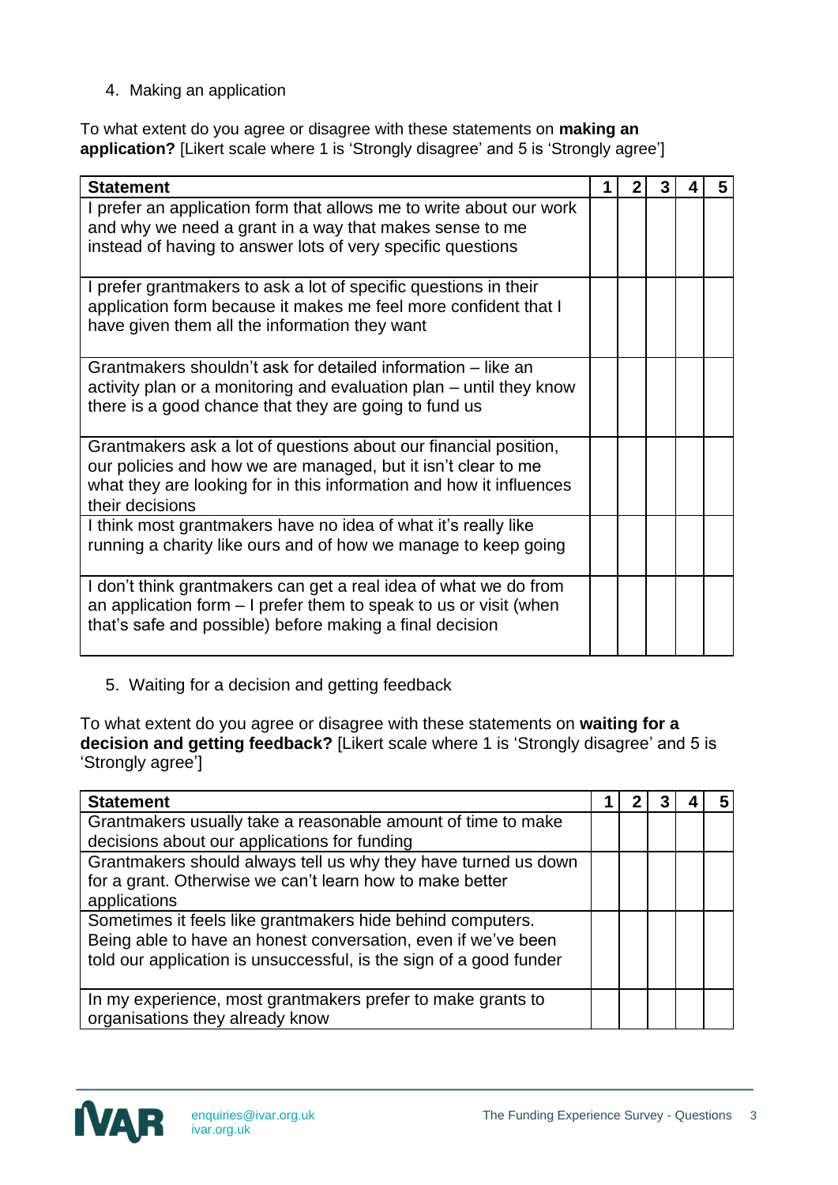4. Making an application

To what extent do you agree or disagree with these statements on **making an application?** [Likert scale where 1 is 'Strongly disagree' and 5 is 'Strongly agree']

| Statement | 1 | 2 | 3 | 4 | 5 |
|---|---|---|---|---|---|
| I prefer an application form that allows me to write about our work and why we need a grant in a way that makes sense to me instead of having to answer lots of very specific questions | | | | | |
| I prefer grantmakers to ask a lot of specific questions in their application form because it makes me feel more confident that I have given them all the information they want | | | | | |
| Grantmakers shouldn't ask for detailed information – like an activity plan or a monitoring and evaluation plan – until they know there is a good chance that they are going to fund us | | | | | |
| Grantmakers ask a lot of questions about our financial position, our policies and how we are managed, but it isn't clear to me what they are looking for in this information and how it influences their decisions | | | | | |
| I think most grantmakers have no idea of what it's really like running a charity like ours and of how we manage to keep going | | | | | |
| I don't think grantmakers can get a real idea of what we do from an application form – I prefer them to speak to us or visit (when that's safe and possible) before making a final decision | | | | | |

5. Waiting for a decision and getting feedback

To what extent do you agree or disagree with these statements on **waiting for a decision and getting feedback?** [Likert scale where 1 is 'Strongly disagree' and 5 is 'Strongly agree']

| Statement | 1 | 2 | 3 | 4 | 5 |
|---|---|---|---|---|---|
| Grantmakers usually take a reasonable amount of time to make decisions about our applications for funding | | | | | |
| Grantmakers should always tell us why they have turned us down for a grant. Otherwise we can't learn how to make better applications | | | | | |
| Sometimes it feels like grantmakers hide behind computers. Being able to have an honest conversation, even if we've been told our application is unsuccessful, is the sign of a good funder | | | | | |
| In my experience, most grantmakers prefer to make grants to organisations they already know | | | | | |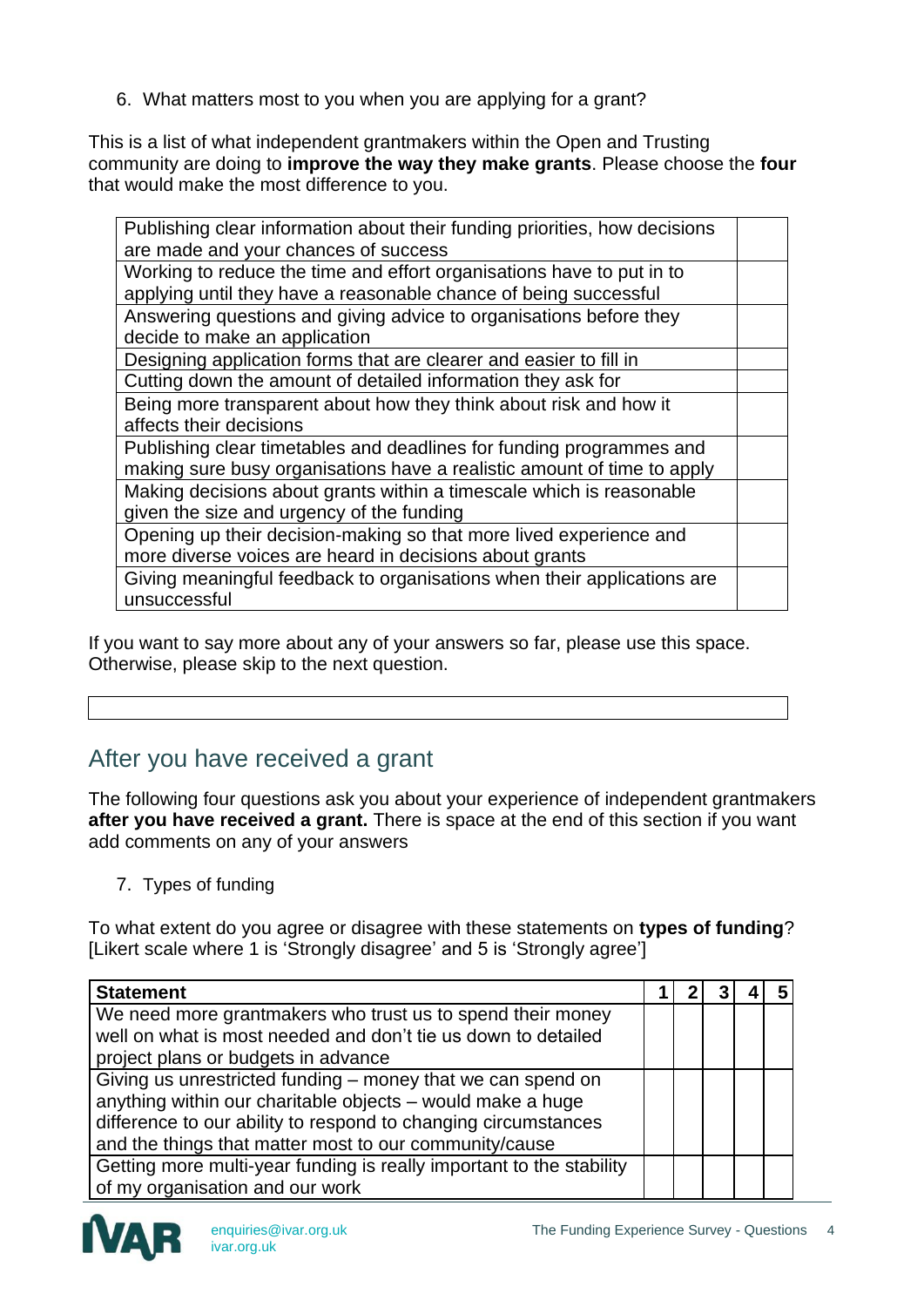6. What matters most to you when you are applying for a grant?

This is a list of what independent grantmakers within the Open and Trusting community are doing to **improve the way they make grants**. Please choose the **four** that would make the most difference to you.

| | |
|---|---|
| Publishing clear information about their funding priorities, how decisions are made and your chances of success | |
| Working to reduce the time and effort organisations have to put in to applying until they have a reasonable chance of being successful | |
| Answering questions and giving advice to organisations before they decide to make an application | |
| Designing application forms that are clearer and easier to fill in | |
| Cutting down the amount of detailed information they ask for | |
| Being more transparent about how they think about risk and how it affects their decisions | |
| Publishing clear timetables and deadlines for funding programmes and making sure busy organisations have a realistic amount of time to apply | |
| Making decisions about grants within a timescale which is reasonable given the size and urgency of the funding | |
| Opening up their decision-making so that more lived experience and more diverse voices are heard in decisions about grants | |
| Giving meaningful feedback to organisations when their applications are unsuccessful | |

If you want to say more about any of your answers so far, please use this space. Otherwise, please skip to the next question.

| |
|---|
| |

## After you have received a grant

The following four questions ask you about your experience of independent grantmakers **after you have received a grant.** There is space at the end of this section if you want add comments on any of your answers

7. Types of funding

To what extent do you agree or disagree with these statements on **types of funding**? [Likert scale where 1 is 'Strongly disagree' and 5 is 'Strongly agree']

| Statement | 1 | 2 | 3 | 4 | 5 |
|---|---|---|---|---|---|
| We need more grantmakers who trust us to spend their money well on what is most needed and don't tie us down to detailed project plans or budgets in advance | | | | | |
| Giving us unrestricted funding – money that we can spend on anything within our charitable objects – would make a huge difference to our ability to respond to changing circumstances and the things that matter most to our community/cause | | | | | |
| Getting more multi-year funding is really important to the stability of my organisation and our work | | | | | |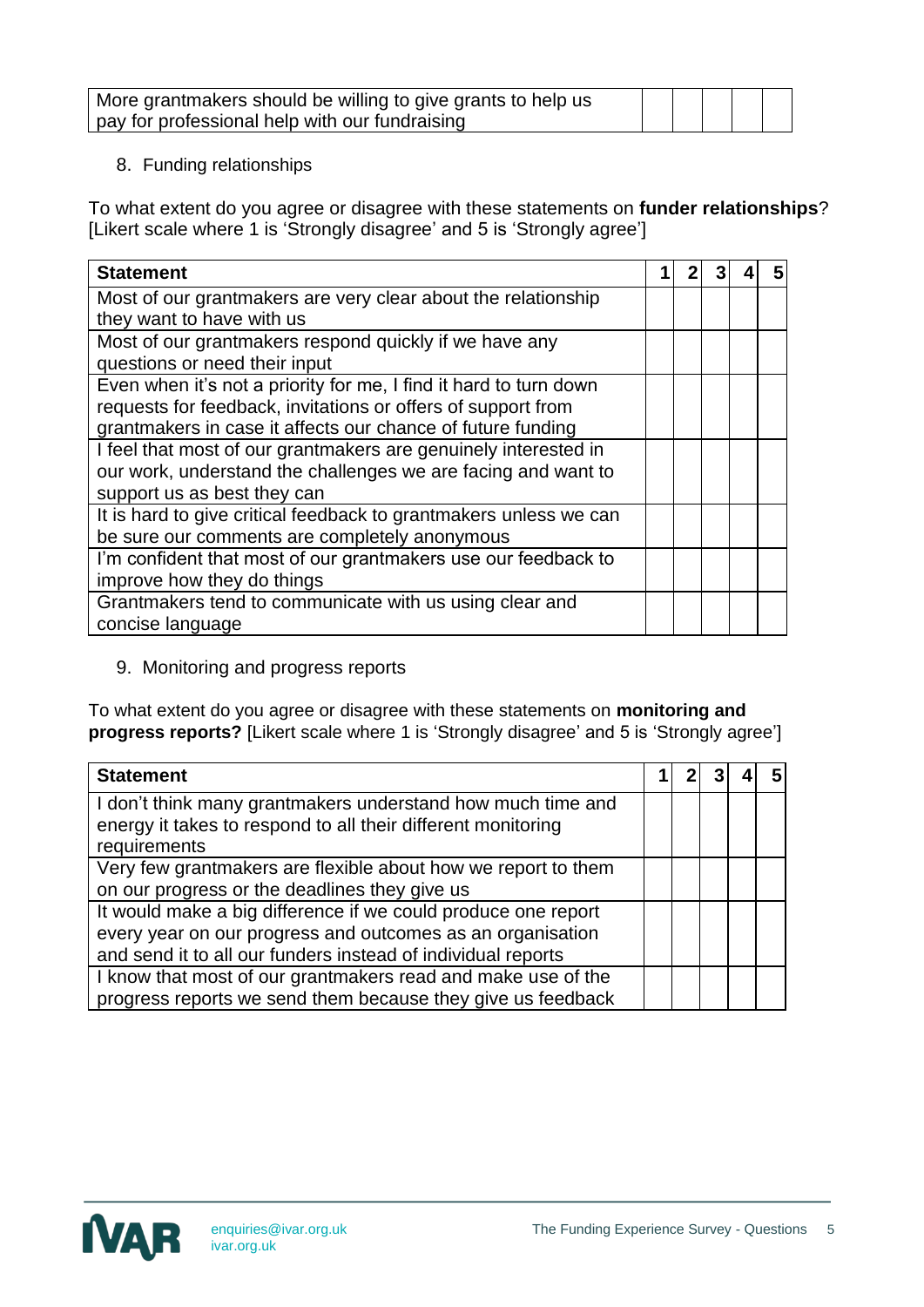| More grantmakers should be willing to give grants to help us pay for professional help with our fundraising | | | | | |
|---|---|---|---|---|---|

8. Funding relationships

To what extent do you agree or disagree with these statements on **funder relationships**? [Likert scale where 1 is 'Strongly disagree' and 5 is 'Strongly agree']

| **Statement** | **1** | **2** | **3** | **4** | **5** |
|---|---|---|---|---|---|
| Most of our grantmakers are very clear about the relationship they want to have with us | | | | | |
| Most of our grantmakers respond quickly if we have any questions or need their input | | | | | |
| Even when it's not a priority for me, I find it hard to turn down requests for feedback, invitations or offers of support from grantmakers in case it affects our chance of future funding | | | | | |
| I feel that most of our grantmakers are genuinely interested in our work, understand the challenges we are facing and want to support us as best they can | | | | | |
| It is hard to give critical feedback to grantmakers unless we can be sure our comments are completely anonymous | | | | | |
| I'm confident that most of our grantmakers use our feedback to improve how they do things | | | | | |
| Grantmakers tend to communicate with us using clear and concise language | | | | | |

9. Monitoring and progress reports

To what extent do you agree or disagree with these statements on **monitoring and progress reports?** [Likert scale where 1 is 'Strongly disagree' and 5 is 'Strongly agree']

| **Statement** | **1** | **2** | **3** | **4** | **5** |
|---|---|---|---|---|---|
| I don't think many grantmakers understand how much time and energy it takes to respond to all their different monitoring requirements | | | | | |
| Very few grantmakers are flexible about how we report to them on our progress or the deadlines they give us | | | | | |
| It would make a big difference if we could produce one report every year on our progress and outcomes as an organisation and send it to all our funders instead of individual reports | | | | | |
| I know that most of our grantmakers read and make use of the progress reports we send them because they give us feedback | | | | | |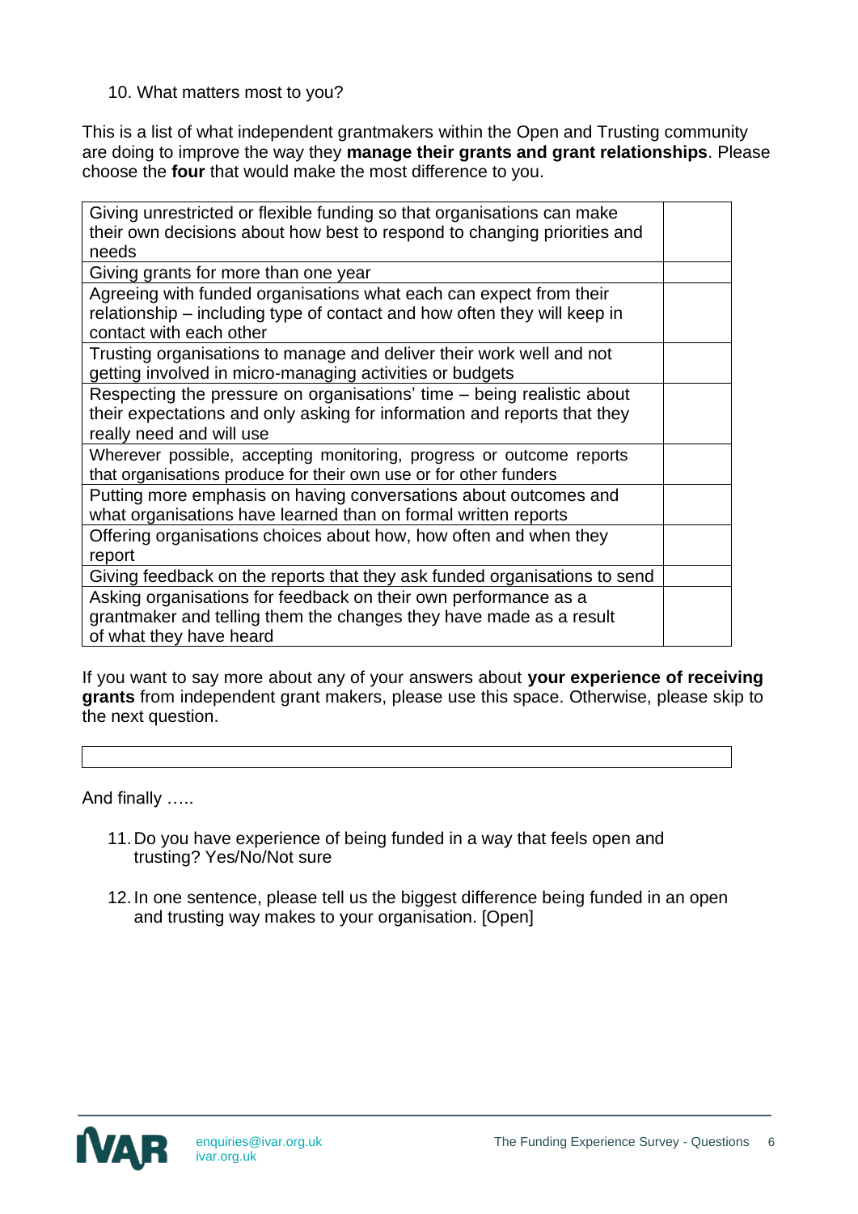10. What matters most to you?

This is a list of what independent grantmakers within the Open and Trusting community are doing to improve the way they **manage their grants and grant relationships**. Please choose the **four** that would make the most difference to you.

| | |
|---|---|
| Giving unrestricted or flexible funding so that organisations can make their own decisions about how best to respond to changing priorities and needs | |
| Giving grants for more than one year | |
| Agreeing with funded organisations what each can expect from their relationship – including type of contact and how often they will keep in contact with each other | |
| Trusting organisations to manage and deliver their work well and not getting involved in micro-managing activities or budgets | |
| Respecting the pressure on organisations' time – being realistic about their expectations and only asking for information and reports that they really need and will use | |
| Wherever possible, accepting monitoring, progress or outcome reports that organisations produce for their own use or for other funders | |
| Putting more emphasis on having conversations about outcomes and what organisations have learned than on formal written reports | |
| Offering organisations choices about how, how often and when they report | |
| Giving feedback on the reports that they ask funded organisations to send | |
| Asking organisations for feedback on their own performance as a grantmaker and telling them the changes they have made as a result of what they have heard | |

If you want to say more about any of your answers about **your experience of receiving grants** from independent grant makers, please use this space. Otherwise, please skip to the next question.

| |
|---|
| |

And finally …..

11. Do you have experience of being funded in a way that feels open and trusting? Yes/No/Not sure

12. In one sentence, please tell us the biggest difference being funded in an open and trusting way makes to your organisation. [Open]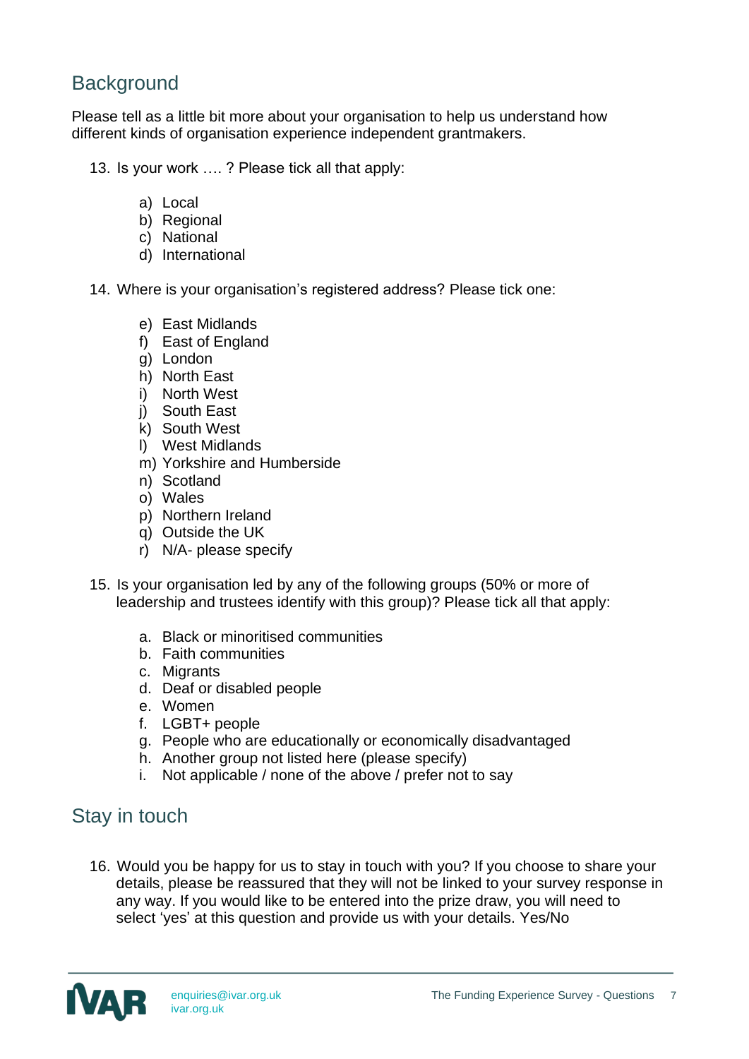## Background

Please tell as a little bit more about your organisation to help us understand how different kinds of organisation experience independent grantmakers.

13. Is your work …. ? Please tick all that apply:

    a) Local
    b) Regional
    c) National
    d) International

14. Where is your organisation's registered address? Please tick one:

    e) East Midlands
    f) East of England
    g) London
    h) North East
    i) North West
    j) South East
    k) South West
    l) West Midlands
    m) Yorkshire and Humberside
    n) Scotland
    o) Wales
    p) Northern Ireland
    q) Outside the UK
    r) N/A- please specify

15. Is your organisation led by any of the following groups (50% or more of leadership and trustees identify with this group)? Please tick all that apply:

    a. Black or minoritised communities
    b. Faith communities
    c. Migrants
    d. Deaf or disabled people
    e. Women
    f. LGBT+ people
    g. People who are educationally or economically disadvantaged
    h. Another group not listed here (please specify)
    i. Not applicable / none of the above / prefer not to say

## Stay in touch

16. Would you be happy for us to stay in touch with you? If you choose to share your details, please be reassured that they will not be linked to your survey response in any way. If you would like to be entered into the prize draw, you will need to select 'yes' at this question and provide us with your details. Yes/No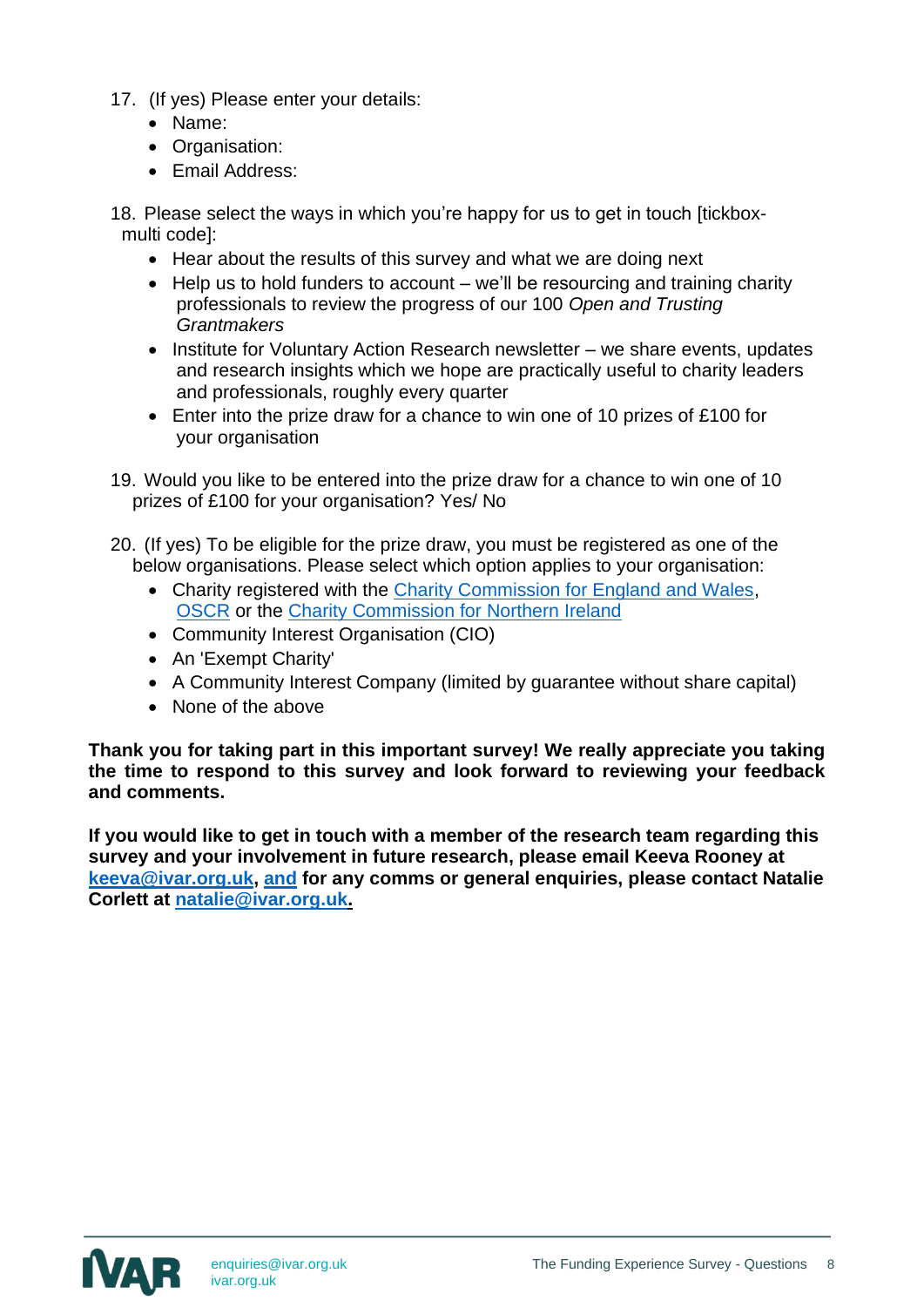17. (If yes) Please enter your details:
    - Name:
    - Organisation:
    - Email Address:

18. Please select the ways in which you're happy for us to get in touch [tickbox-multi code]:
    - Hear about the results of this survey and what we are doing next
    - Help us to hold funders to account – we'll be resourcing and training charity professionals to review the progress of our 100 *Open and Trusting Grantmakers*
    - Institute for Voluntary Action Research newsletter – we share events, updates and research insights which we hope are practically useful to charity leaders and professionals, roughly every quarter
    - Enter into the prize draw for a chance to win one of 10 prizes of £100 for your organisation

19. Would you like to be entered into the prize draw for a chance to win one of 10 prizes of £100 for your organisation? Yes/ No

20. (If yes) To be eligible for the prize draw, you must be registered as one of the below organisations. Please select which option applies to your organisation:
    - Charity registered with the Charity Commission for England and Wales, OSCR or the Charity Commission for Northern Ireland
    - Community Interest Organisation (CIO)
    - An 'Exempt Charity'
    - A Community Interest Company (limited by guarantee without share capital)
    - None of the above

**Thank you for taking part in this important survey! We really appreciate you taking the time to respond to this survey and look forward to reviewing your feedback and comments.**

**If you would like to get in touch with a member of the research team regarding this survey and your involvement in future research, please email Keeva Rooney at keeva@ivar.org.uk, and for any comms or general enquiries, please contact Natalie Corlett at natalie@ivar.org.uk.**